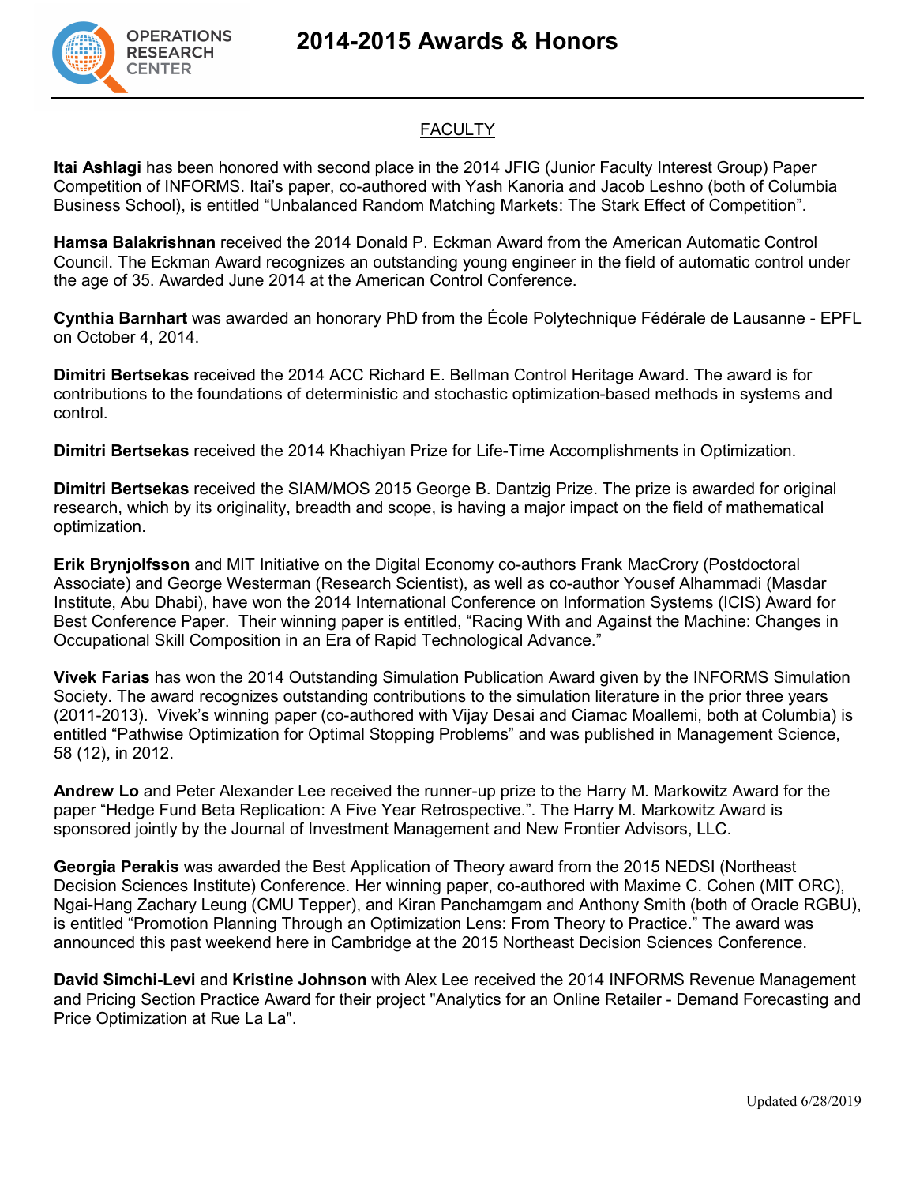# 2014-2015 Awards & Honors

## FACULTY

**Itai Ashlagi** has been honored with second place in the 2014 JFIG (Junior Faculty Interest Group) Paper Competition of INFORMS. Itai's paper, co-authored with Yash Kanoria and Jacob Leshno (both of Columbia Business School), is entitled "Unbalanced Random Matching Markets: The Stark Effect of Competition".

**Hamsa Balakrishnan** received the 2014 Donald P. Eckman Award from the American Automatic Control Council. The Eckman Award recognizes an outstanding young engineer in the field of automatic control under the age of 35. Awarded June 2014 at the American Control Conference.

**Cynthia Barnhart** was awarded an honorary PhD from the École Polytechnique Fédérale de Lausanne - EPFL on October 4, 2014.

**Dimitri Bertsekas** received the 2014 ACC Richard E. Bellman Control Heritage Award. The award is for contributions to the foundations of deterministic and stochastic optimization-based methods in systems and control.

**Dimitri Bertsekas** received the 2014 Khachiyan Prize for Life-Time Accomplishments in Optimization.

**Dimitri Bertsekas** received the SIAM/MOS 2015 George B. Dantzig Prize. The prize is awarded for original research, which by its originality, breadth and scope, is having a major impact on the field of mathematical optimization.

**Erik Brynjolfsson** and MIT Initiative on the Digital Economy co-authors Frank MacCrory (Postdoctoral Associate) and George Westerman (Research Scientist), as well as co-author Yousef Alhammadi (Masdar Institute, Abu Dhabi), have won the 2014 International Conference on Information Systems (ICIS) Award for Best Conference Paper. Their winning paper is entitled, "Racing With and Against the Machine: Changes in Occupational Skill Composition in an Era of Rapid Technological Advance."

**Vivek Farias** has won the 2014 Outstanding Simulation Publication Award given by the INFORMS Simulation Society. The award recognizes outstanding contributions to the simulation literature in the prior three years (2011-2013). Vivek's winning paper (co-authored with Vijay Desai and Ciamac Moallemi, both at Columbia) is entitled "Pathwise Optimization for Optimal Stopping Problems" and was published in Management Science, 58 (12), in 2012.

**Andrew Lo** and Peter Alexander Lee received the runner-up prize to the Harry M. Markowitz Award for the paper "Hedge Fund Beta Replication: A Five Year Retrospective.". The Harry M. Markowitz Award is sponsored jointly by the Journal of Investment Management and New Frontier Advisors, LLC.

**Georgia Perakis** was awarded the Best Application of Theory award from the 2015 NEDSI (Northeast Decision Sciences Institute) Conference. Her winning paper, co-authored with Maxime C. Cohen (MIT ORC), Ngai-Hang Zachary Leung (CMU Tepper), and Kiran Panchamgam and Anthony Smith (both of Oracle RGBU), is entitled "Promotion Planning Through an Optimization Lens: From Theory to Practice." The award was announced this past weekend here in Cambridge at the 2015 Northeast Decision Sciences Conference.

**David Simchi-Levi** and **Kristine Johnson** with Alex Lee received the 2014 INFORMS Revenue Management and Pricing Section Practice Award for their project "Analytics for an Online Retailer - Demand Forecasting and Price Optimization at Rue La La".

Updated 6/28/2019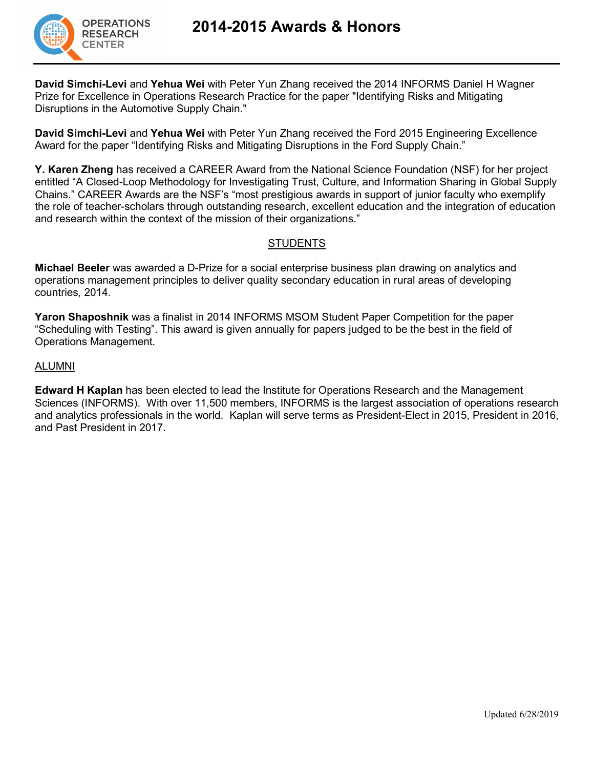# 2014-2015 Awards & Honors

**David Simchi-Levi** and **Yehua Wei** with Peter Yun Zhang received the 2014 INFORMS Daniel H Wagner Prize for Excellence in Operations Research Practice for the paper "Identifying Risks and Mitigating Disruptions in the Automotive Supply Chain."

**David Simchi-Levi** and **Yehua Wei** with Peter Yun Zhang received the Ford 2015 Engineering Excellence Award for the paper "Identifying Risks and Mitigating Disruptions in the Ford Supply Chain."

**Y. Karen Zheng** has received a CAREER Award from the National Science Foundation (NSF) for her project entitled "A Closed-Loop Methodology for Investigating Trust, Culture, and Information Sharing in Global Supply Chains." CAREER Awards are the NSF's "most prestigious awards in support of junior faculty who exemplify the role of teacher-scholars through outstanding research, excellent education and the integration of education and research within the context of the mission of their organizations."

## STUDENTS

**Michael Beeler** was awarded a D-Prize for a social enterprise business plan drawing on analytics and operations management principles to deliver quality secondary education in rural areas of developing countries, 2014.

**Yaron Shaposhnik** was a finalist in 2014 INFORMS MSOM Student Paper Competition for the paper "Scheduling with Testing". This award is given annually for papers judged to be the best in the field of Operations Management.

## ALUMNI

**Edward H Kaplan** has been elected to lead the Institute for Operations Research and the Management Sciences (INFORMS). With over 11,500 members, INFORMS is the largest association of operations research and analytics professionals in the world. Kaplan will serve terms as President-Elect in 2015, President in 2016, and Past President in 2017.

Updated 6/28/2019